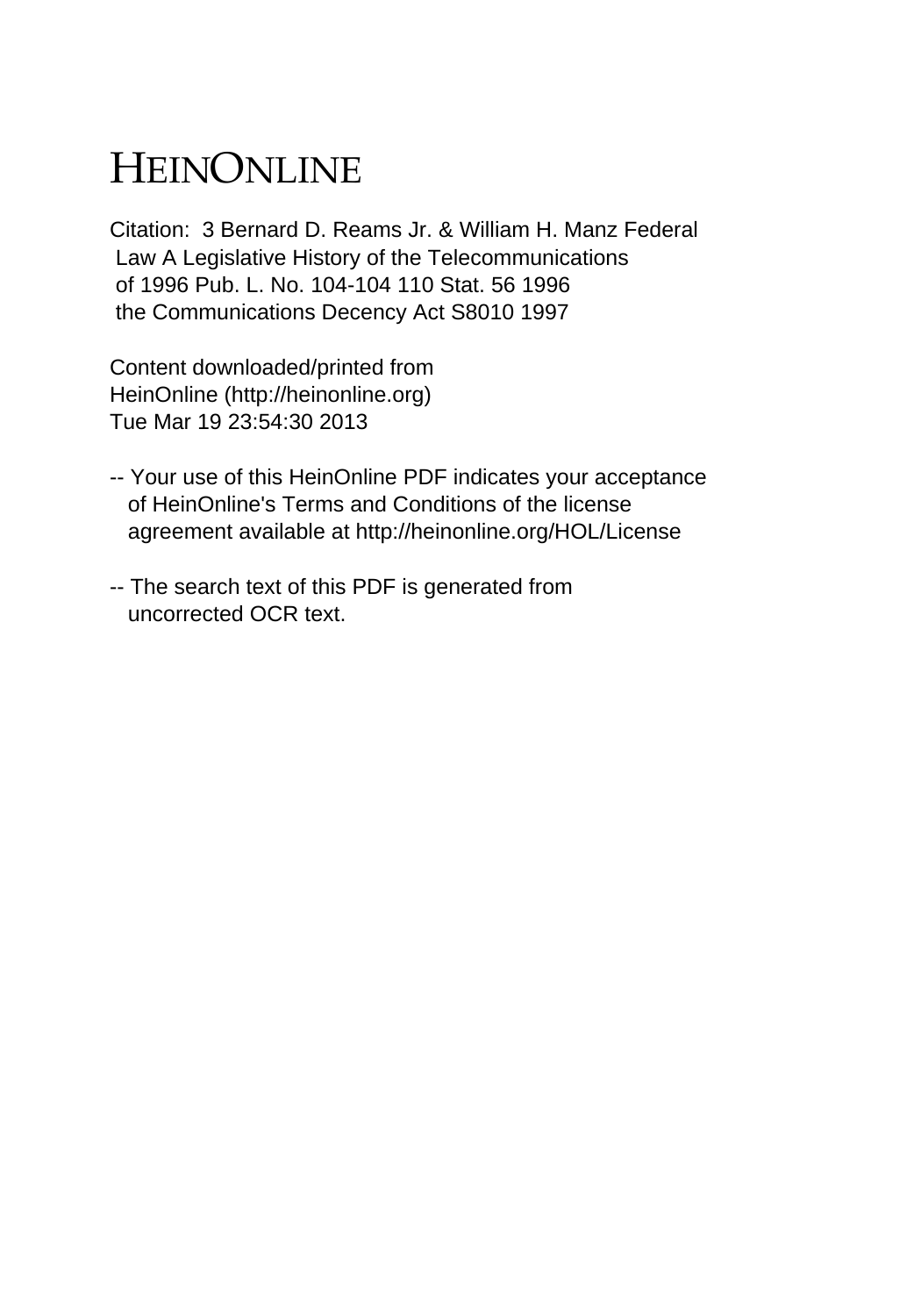# HEINONLINE

Citation: 3 Bernard D. Reams Jr. & William H. Manz Federal Law A Legislative History of the Telecommunications of 1996 Pub. L. No. 104-104 110 Stat. 56 1996 the Communications Decency Act S8010 1997

Content downloaded/printed from HeinOnline (http://heinonline.org) Tue Mar 19 23:54:30 2013

-- Your use of this HeinOnline PDF indicates your acceptance of HeinOnline's Terms and Conditions of the license agreement available at http://heinonline.org/HOL/License

-- The search text of this PDF is generated from uncorrected OCR text.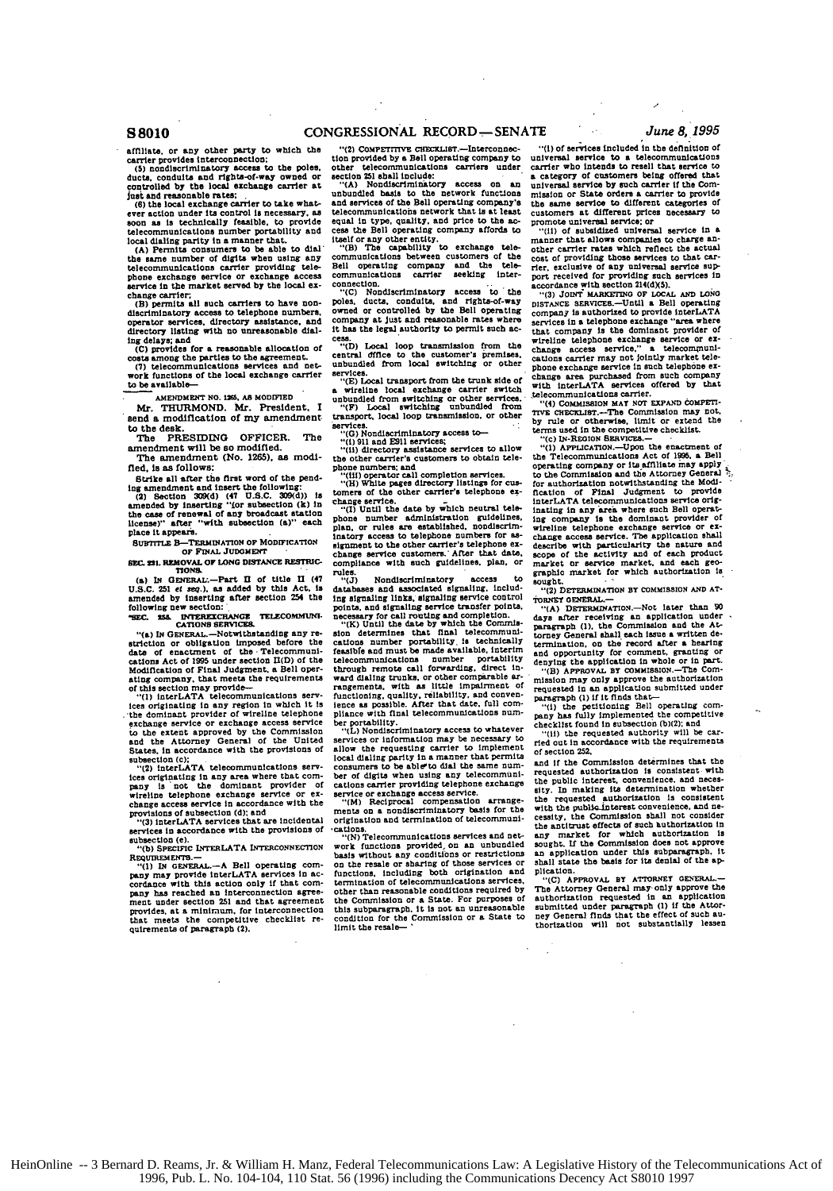affiliate, or any other party to which the carrier provides interconnection;

(5) nondiscriminatory access to the poles, ducts, conduits and rights-of-way owned or controlled by the local exchange carrier at just and reasonable rates;

(6) the local exchange carrier to take whatever action under its control is necessary, as soon as is technically feasible, to provide telecommunications number portability and local dialing parity in a manner that.

(A) Permits consumers to be able to dial the same number of digits when using any telecommunications carrier providing telephone exchange service or exchange access service in the market served by the local exchange carrier;

(B) permits all such carriers to have nondiscriminatory access to telephone numbers, operator services, directory assistance, and directory listing with no unreasonable dialing delays; and

(C) provides for a reasonable allocation of costs among the parties to the agreement.

(7) telecommunications services and network functions of the local exchange carrier to be available—

AMENDMENT NO. 1265, AS MODIFIED

Mr. THURMOND. Mr. President, I send a modification of my amendment to the desk.

The PRESIDING OFFICER. The amendment will be so modified.

The amendment (No. 1265), as modified, is as follows:

Strike all after the first word of the pending amendment and insert the following:

(2) Section 309(d) (47 U.S.C. 309(d)) is amended by inserting "(or subsection (k) in the case of renewal of any broadcast station license)" after "with subsection (a)" each place it appears.

SUBTITLE B—TERMINATION OF MODIFICATION OF FINAL JUDGMENT

SEC. 221. REMOVAL OF LONG DISTANCE RESTRICTIONS.

(a) IN GENERAL.—Part II of title II (47 U.S.C. 251 et seq.), as added by this Act, is amended by inserting after section 254 the following new section:

"SEC. 255. INTEREXCHANGE TELECOMMUNICATIONS SERVICES.

"(a) IN GENERAL.—Notwithstanding any restriction or obligation imposed before the date of enactment of the Telecommunications Act of 1995 under section II(D) of the Modification of Final Judgment, a Bell operating company, that meets the requirements of this section may provide—

"(1) interLATA telecommunications services originating in any region in which it is the dominant provider of wireline telephone exchange service or exchange access service to the extent approved by the Commission and the Attorney General of the United States, in accordance with the provisions of subsection (c);

"(2) interLATA telecommunications services originating in any area where that company is not the dominant provider of wireline telephone exchange service or exchange access service in accordance with the provisions of subsection (d); and

"(3) interLATA services that are incidental services in accordance with the provisions of subsection (e).

"(b) SPECIFIC INTERLATA INTERCONNECTION REQUIREMENTS.—

"(1) IN GENERAL.—A Bell operating company may provide interLATA services in accordance with this action only if that company has reached an interconnection agreement under section 251 and that agreement provides, at a minimum, for interconnection that meets the competitive checklist requirements of paragraph (2).

"(2) COMPETITIVE CHECKLIST.—Interconnection provided by a Bell operating company to other telecommunications carriers under section 251 shall include:

"(A) Nondiscriminatory access on an unbundled basis to the network functions and services of the Bell operating company's telecommunications network that is at least equal in type, quality, and price to the access the Bell operating company affords to itself or any other entity.

"(B) The capability to exchange telecommunications between customers of the Bell operating company and the telecommunications carrier seeking interconnection.

"(C) Nondiscriminatory access to the poles, ducts, conduits, and rights-of-way owned or controlled by the Bell operating company at just and reasonable rates where it has the legal authority to permit such access.

"(D) Local loop transmission from the central office to the customer's premises, unbundled from local switching or other services.

"(E) Local transport from the trunk side of a wireline local exchange carrier switch unbundled from switching or other services.

"(F) Local switching unbundled from transport, local loop transmission, or other services.

"(G) Nondiscriminatory access to—

"(i) 911 and E911 services;

"(ii) directory assistance services to allow the other carrier's customers to obtain telephone numbers; and

"(iii) operator call completion services.

"(H) White pages directory listings for customers of the other carrier's telephone exchange service.

"(I) Until the date by which neutral telephone number administration guidelines, plan, or rules are established, nondiscriminatory access to telephone numbers for assignment to the other carrier's telephone exchange service customers. After that date, compliance with such guidelines, plan, or rules.

"(J) Nondiscriminatory access to databases and associated signaling, including signaling links, signaling service control points, and signaling service transfer points, necessary for call routing and completion.

"(K) Until the date by which the Commission determines that final telecommunications number portability is technically feasible and must be made available, interim telecommunications number portability through remote call forwarding, direct inward dialing trunks, or other comparable arrangements, with as little impairment of functioning, quality, reliability, and convenience as possible. After that date, full compliance with final telecommunications number portability.

"(L) Nondiscriminatory access to whatever services or information may be necessary to allow the requesting carrier to implement local dialing parity in a manner that permits consumers to be able to dial the same number of digits when using any telecommunications carrier providing telephone exchange service or exchange access service.

"(M) Reciprocal compensation arrangements on a nondiscriminatory basis for the origination and termination of telecommunications.

"(N) Telecommunications services and network functions provided on an unbundled basis without any conditions or restrictions on the resale or sharing of those services or functions, including both origination and termination of telecommunications services, other than reasonable conditions required by the Commission or a State. For purposes of this subparagraph, it is not an unreasonable condition for the Commission or a State to limit the resale—

"(i) of services included in the definition of universal service to a telecommunications carrier who intends to resell that service to a category of customers being offered that universal service by such carrier if the Commission or State orders a carrier to provide the same service to different categories of customers at different prices necessary to promote universal service; or

"(ii) of subsidized universal service in a manner that allows companies to charge another carrier rates which reflect the actual cost of providing those services to that carrier, exclusive of any universal service support received for providing such services in accordance with section 214(d)(5).

"(3) JOINT MARKETING OF LOCAL AND LONG DISTANCE SERVICES.—Until a Bell operating company is authorized to provide interLATA services in a telephone exchange "area where that company is the dominant provider of wireline telephone exchange service or exchange access service," a telecommunications carrier may not jointly market telephone exchange service in such telephone exchange area purchased from such company with interLATA services offered by that telecommunications carrier.

"(4) COMMISSION MAY NOT EXPAND COMPETITIVE CHECKLIST.—The Commission may not, by rule or otherwise, limit or extend the terms used in the competitive checklist.

"(c) IN-REGION SERVICES.—

"(1) APPLICATION.—Upon the enactment of the Telecommunications Act of 1995, a Bell operating company or its affiliate may apply to the Commission and the Attorney General for authorization notwithstanding the Modification of Final Judgment to provide interLATA telecommunications service originating in any area where such Bell operating company is the dominant provider of wireline telephone exchange service or exchange access service. The application shall describe with particularity the nature and scope of the activity and of each product market or service market, and each geographic market for which authorization is sought.

"(2) DETERMINATION BY COMMISSION AND ATTORNEY GENERAL.—

"(A) DETERMINATION.—Not later than 90 days after receiving an application under paragraph (1), the Commission and the Attorney General shall each issue a written determination, on the record after a hearing and opportunity for comment, granting or denying the application in whole or in part.

"(B) APPROVAL BY COMMISSION.—The Commission may only approve the authorization requested in an application submitted under paragraph (1) if it finds that—

"(i) the petitioning Bell operating company has fully implemented the competitive checklist found in subsection (b)(2); and

"(ii) the requested authority will be carried out in accordance with the requirements of section 252,

and if the Commission determines that the requested authorization is consistent with the public interest, convenience, and necessity. In making its determination whether the requested authorization is consistent with the public interest convenience, and necessity, the Commission shall not consider the antitrust effects of such authorization in any market for which authorization is sought. If the Commission does not approve an application under this subparagraph, it shall state the basis for its denial of the application.

"(C) APPROVAL BY ATTORNEY GENERAL.—The Attorney General may only approve the authorization requested in an application submitted under paragraph (1) if the Attorney General finds that the effect of such authorization will not substantially lessen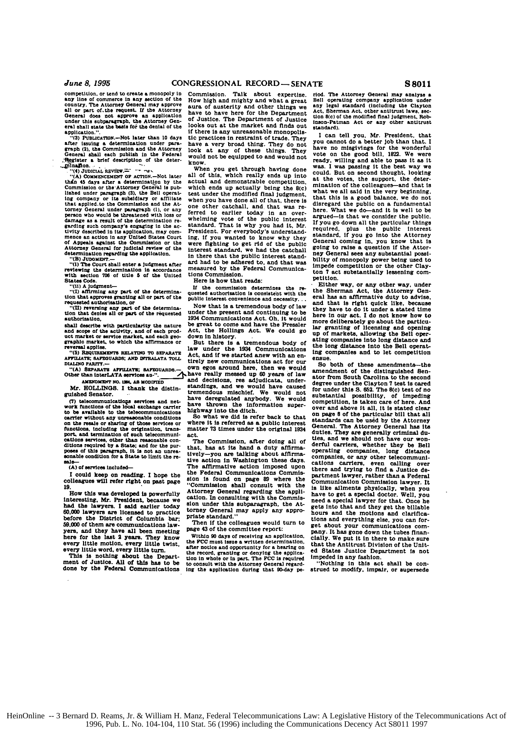competition, or tend to create a monopoly in any line of commerce in any section of the country. The Attorney General may approve all or part of the request. If the Attorney General does not approve an application under this subparagraph, the Attorney General shall state the basis for the denial of the application.".

"(3) PUBLICATION.—Not later than 10 days after issuing a determination under paragraph (2), the Commission and the Attorney General shall each publish in the Federal Register a brief description of the determination.

"(4) JUDICIAL REVIEW.—

"(A) COMMENCEMENT OF ACTION.—Not later than 45 days after a determination by the Commission or the Attorney General is published under paragraph (3), the Bell operating company or its subsidiary or affiliate that applied to the Commission and the Attorney General under paragraph (1), or any person who would be threatened with loss or damage as a result of the determination regarding such company's engaging in the activity described in its application, may commence an action in any United States Court of Appeals against the Commission or the Attorney General for judicial review of the determination regarding the application.

"(B) JUDGMENT.—

"(i) The Court shall enter a judgment after reviewing the determination in accordance with section 706 of title 5 of the United States Code.

"(ii) A judgment—

"(I) affirming any part of the determination that approves granting all or part of the requested authorization, or

"(II) reversing any part of the determination that denies all or part of the requested authorization,

shall describe with particularity the nature and scope of the activity, and of each product market or service market, and each geographic market, to which the affirmance or reversal applies.

"(5) REQUIREMENTS RELATING TO SEPARATE AFFILIATE; SAFEGUARDS; AND INTRALATA TOLL DIALING PARITY.—

"(A) SEPARATE AFFILIATE; SAFEGUARDS.—Other than interLATA services au-".

AMENDMENT NO. 1264, AS MODIFIED

Mr. HOLLINGS. I thank the distinguished Senator.

(7) telecommunications services and network functions of the local exchange carrier to be available to the telecommunications carrier without any unreasonable conditions on the resale or sharing of those services or functions, including the origination, transport, and termination of such telecommunications services, other than reasonable conditions required by a State; and for the purposes of this paragraph, it is not an unreasonable condition for a State to limit the resale—

(A) of services included—

I could keep on reading. I hope the colleagues will refer right on past page 19.

How this was developed is powerfully interesting, Mr. President, because we had the lawyers. I said earlier today 60,000 lawyers are licensed to practice before the District of Columbia bar; 59,000 of them are communications lawyers, and they have all been meeting here for the last 3 years. They know every little motion, every little twist, every little word, every little turn.

This is nothing about the Department of Justice. All of this has to be done by the Federal Communications Commission. Talk about expertise. How high and mighty and what a great aura of austerity and other things we have to have here for the Department of Justice. The Department of Justice looks out at the market and finds out if there is any unreasonable monopolistic practices in restraint of trade. They have a very broad thing. They do not look at any of these things. They would not be equipped to and would not know.

When you get through having done all of this, which really ends up into actual and demonstrable competition, which ends up actually being the 8(c) test under the modified final judgment, when you have done all of that, there is one other catchall, and that was referred to earlier today in an overwhelming vote of the public interest standard. That is why you had it, Mr. President. For everybody's understanding, if you wanted to know why they were fighting to get rid of the public interest standard, we had the catchall in there that the public interest standard had to be adhered to, and that was measured by the Federal Communications Commission.

Here is how that reads:

If the commission determines the requested authorization is consistent with the public interest convenience and necessity. . .

Now that is a tremendous body of law under the present and continuing to be 1934 Communications Act. Oh, it would be great to come and have the Pressler Act, the Hollings Act. We could go down in history.

But there is a tremendous body of law under the 1934 Communications Act, and if we started anew with an entirely new communications act for our own egos around here, then we would have really messed up 60 years of law and decisions, res adjudicata, understandings, and we would have caused tremendous mischief. We would not have deregulated anybody. We would have thrown the information superhighway into the ditch.

So what we did is refer back to that where it is referred as a public interest matter 73 times under the original 1934 act.

The Commission, after doing all of that, has at its hand a duty affirmatively—you are talking about affirmative action in Washington these days. The affirmative action imposed upon the Federal Communications Commission is found on page 89 where the "Commission shall consult with the Attorney General regarding the application. In consulting with the Commission under this subparagraph, the Attorney General may apply any appropriate standard."

Then if the colleagues would turn to page 43 of the committee report:

Within 90 days of receiving an application, the FCC must issue a written determination, after notice and opportunity for a hearing on the record, granting or denying the application in whole or in part. The FCC is required to consult with the Attorney General regarding the application during that 90-day period. The Attorney General may analyze a Bell operating company application under any legal standard (including the Clayton Act, Sherman Act, other antitrust laws, section 8(c) of the modified final judgment, Robinson-Patman Act or any other antitrust standard).

I can tell you, Mr. President, that you cannot do a better job than that. I have no misgivings for the wonderful vote on the good bill, 1822. We were ready, willing and able to pass it as it was. I was passing it the best way we could. But on second thought, looking at the votes, the support, the determination of the colleagues—and that is what we all said in the very beginning, that this is a good balance, we do not disregard the public on a fundamental here. What we do—and it is well to be argued—is that we consider the public. If you go down all the particular things required, plus the public interest standard, if you go into the Attorney General coming in, you know that is going to raise a question if the Attorney General sees any substantial possibility of monopoly power being used to impede competition or the other Clayton 7 act substantially lessening competition.

Either way, or any other way, under the Sherman Act, the Attorney General has an affirmative duty to advise, and that is right quick like, because they have to do it under a stated time here in our act. I do not know how to more deliberately go about the particular granting of licensing and opening up of markets, allowing the Bell operating companies into long distance and the long distance into the Bell operating companies and to let competition ensue.

So both of these amendments—the amendment of the distinguished Senator from South Carolina to the second degree under the Clayton 7 test is cared for under this S. 652. The 8(c) test of no substantial possibility, of impeding competition, is taken care of here. And over and above it all, it is stated clear on page 8 of the particular bill that all standards can be used by the Attorney General. The Attorney General has its duties. They are generally criminal duties, and we should not have our wonderful carriers, whether they be Bell operating companies, long distance companies, or any other telecommunications carriers, even calling over there and trying to find a Justice department lawyer, rather than a Federal Communication Commission lawyer. It is like ailments physically, when you have to get a special doctor. Well, you need a special lawyer for that. Once he gets into that and they get the billable hours and the motions and clarifications and everything else, you can forget about your communications company. It has gone down the tubes financially. We put it in there to make sure that the Antitrust Division of the United States Justice Department is not impeded in any fashion.

"Nothing in this act shall be construed to modify, impair, or supersede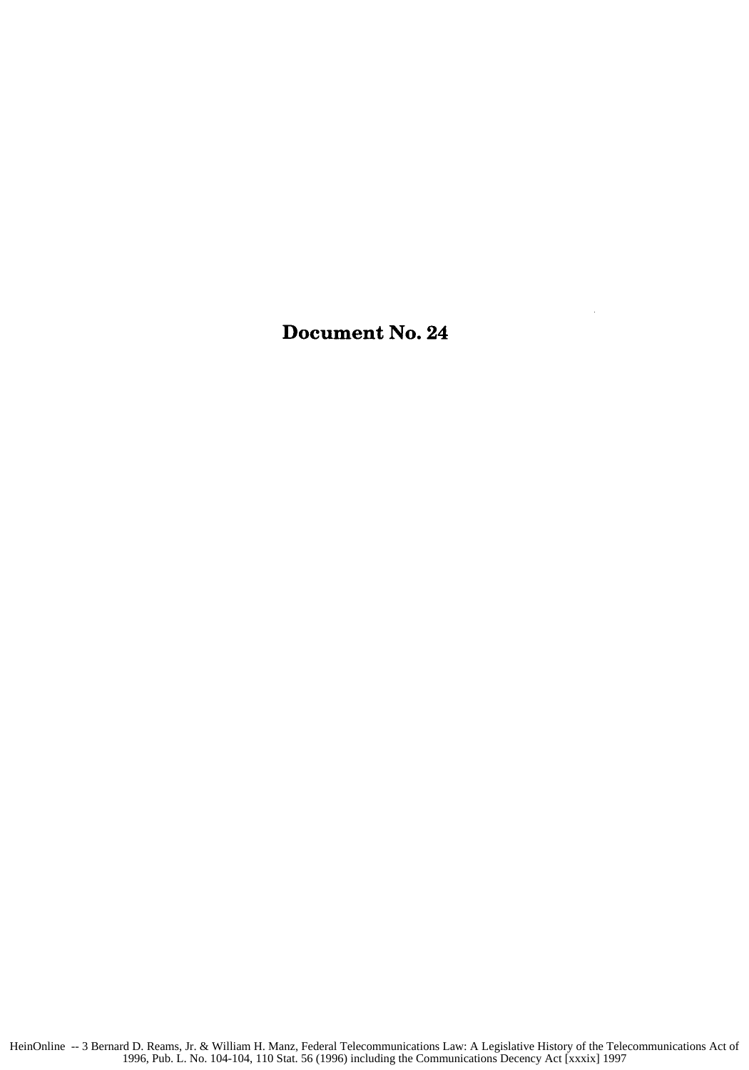# Document No. 24